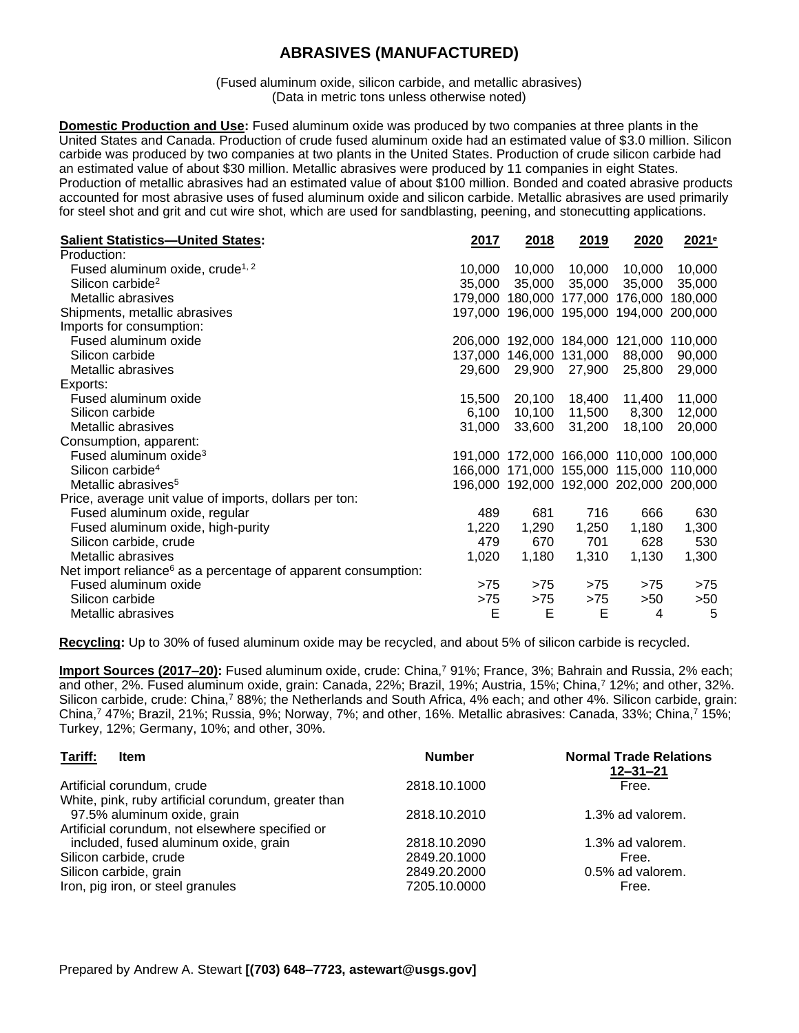# ABRASIVES (MANUFACTURED)

(Fused aluminum oxide, silicon carbide, and metallic abrasives)
(Data in metric tons unless otherwise noted)

**Domestic Production and Use:** Fused aluminum oxide was produced by two companies at three plants in the United States and Canada. Production of crude fused aluminum oxide had an estimated value of $3.0 million. Silicon carbide was produced by two companies at two plants in the United States. Production of crude silicon carbide had an estimated value of about $30 million. Metallic abrasives were produced by 11 companies in eight States. Production of metallic abrasives had an estimated value of about $100 million. Bonded and coated abrasive products accounted for most abrasive uses of fused aluminum oxide and silicon carbide. Metallic abrasives are used primarily for steel shot and grit and cut wire shot, which are used for sandblasting, peening, and stonecutting applications.

| Salient Statistics—United States: | 2017 | 2018 | 2019 | 2020 | 2021[e] |
|---|---|---|---|---|---|
| Production: | | | | | |
| Fused aluminum oxide, crude[1, 2] | 10,000 | 10,000 | 10,000 | 10,000 | 10,000 |
| Silicon carbide[2] | 35,000 | 35,000 | 35,000 | 35,000 | 35,000 |
| Metallic abrasives | 179,000 | 180,000 | 177,000 | 176,000 | 180,000 |
| Shipments, metallic abrasives | 197,000 | 196,000 | 195,000 | 194,000 | 200,000 |
| Imports for consumption: | | | | | |
| Fused aluminum oxide | 206,000 | 192,000 | 184,000 | 121,000 | 110,000 |
| Silicon carbide | 137,000 | 146,000 | 131,000 | 88,000 | 90,000 |
| Metallic abrasives | 29,600 | 29,900 | 27,900 | 25,800 | 29,000 |
| Exports: | | | | | |
| Fused aluminum oxide | 15,500 | 20,100 | 18,400 | 11,400 | 11,000 |
| Silicon carbide | 6,100 | 10,100 | 11,500 | 8,300 | 12,000 |
| Metallic abrasives | 31,000 | 33,600 | 31,200 | 18,100 | 20,000 |
| Consumption, apparent: | | | | | |
| Fused aluminum oxide[3] | 191,000 | 172,000 | 166,000 | 110,000 | 100,000 |
| Silicon carbide[4] | 166,000 | 171,000 | 155,000 | 115,000 | 110,000 |
| Metallic abrasives[5] | 196,000 | 192,000 | 192,000 | 202,000 | 200,000 |
| Price, average unit value of imports, dollars per ton: | | | | | |
| Fused aluminum oxide, regular | 489 | 681 | 716 | 666 | 630 |
| Fused aluminum oxide, high-purity | 1,220 | 1,290 | 1,250 | 1,180 | 1,300 |
| Silicon carbide, crude | 479 | 670 | 701 | 628 | 530 |
| Metallic abrasives | 1,020 | 1,180 | 1,310 | 1,130 | 1,300 |
| Net import reliance[6] as a percentage of apparent consumption: | | | | | |
| Fused aluminum oxide | >75 | >75 | >75 | >75 | >75 |
| Silicon carbide | >75 | >75 | >75 | >50 | >50 |
| Metallic abrasives | E | E | E | 4 | 5 |

**Recycling:** Up to 30% of fused aluminum oxide may be recycled, and about 5% of silicon carbide is recycled.

**Import Sources (2017–20):** Fused aluminum oxide, crude: China,[7] 91%; France, 3%; Bahrain and Russia, 2% each; and other, 2%. Fused aluminum oxide, grain: Canada, 22%; Brazil, 19%; Austria, 15%; China,[7] 12%; and other, 32%. Silicon carbide, crude: China,[7] 88%; the Netherlands and South Africa, 4% each; and other 4%. Silicon carbide, grain: China,[7] 47%; Brazil, 21%; Russia, 9%; Norway, 7%; and other, 16%. Metallic abrasives: Canada, 33%; China,[7] 15%; Turkey, 12%; Germany, 10%; and other, 30%.

| Tariff: Item | Number | Normal Trade Relations 12–31–21 |
|---|---|---|
| Artificial corundum, crude | 2818.10.1000 | Free. |
| White, pink, ruby artificial corundum, greater than 97.5% aluminum oxide, grain | 2818.10.2010 | 1.3% ad valorem. |
| Artificial corundum, not elsewhere specified or included, fused aluminum oxide, grain | 2818.10.2090 | 1.3% ad valorem. |
| Silicon carbide, crude | 2849.20.1000 | Free. |
| Silicon carbide, grain | 2849.20.2000 | 0.5% ad valorem. |
| Iron, pig iron, or steel granules | 7205.10.0000 | Free. |

Prepared by Andrew A. Stewart **[(703) 648–7723, astewart@usgs.gov]**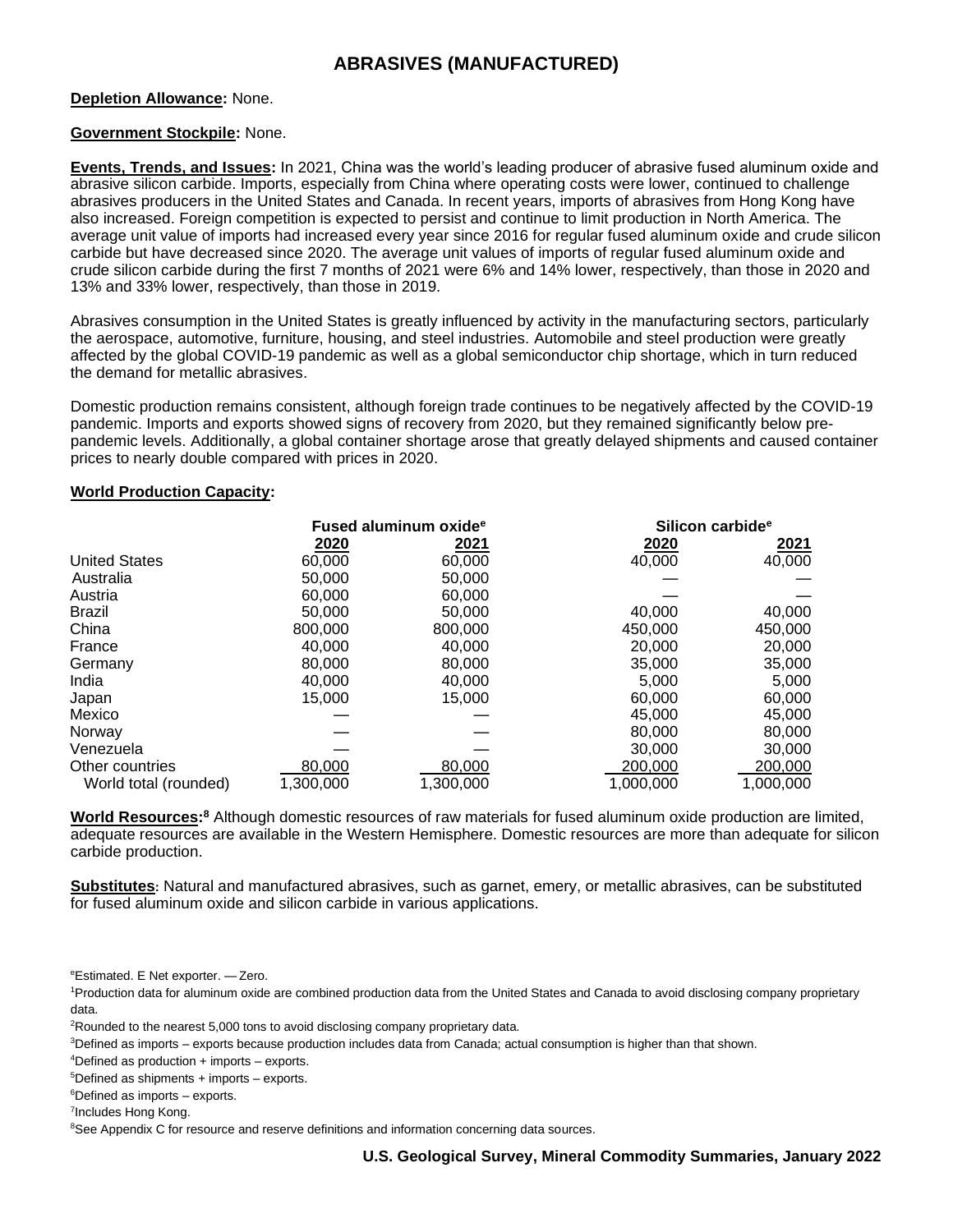# ABRASIVES (MANUFACTURED)

**Depletion Allowance:** None.

**Government Stockpile:** None.

**Events, Trends, and Issues:** In 2021, China was the world's leading producer of abrasive fused aluminum oxide and abrasive silicon carbide. Imports, especially from China where operating costs were lower, continued to challenge abrasives producers in the United States and Canada. In recent years, imports of abrasives from Hong Kong have also increased. Foreign competition is expected to persist and continue to limit production in North America. The average unit value of imports had increased every year since 2016 for regular fused aluminum oxide and crude silicon carbide but have decreased since 2020. The average unit values of imports of regular fused aluminum oxide and crude silicon carbide during the first 7 months of 2021 were 6% and 14% lower, respectively, than those in 2020 and 13% and 33% lower, respectively, than those in 2019.

Abrasives consumption in the United States is greatly influenced by activity in the manufacturing sectors, particularly the aerospace, automotive, furniture, housing, and steel industries. Automobile and steel production were greatly affected by the global COVID-19 pandemic as well as a global semiconductor chip shortage, which in turn reduced the demand for metallic abrasives.

Domestic production remains consistent, although foreign trade continues to be negatively affected by the COVID-19 pandemic. Imports and exports showed signs of recovery from 2020, but they remained significantly below pre-pandemic levels. Additionally, a global container shortage arose that greatly delayed shipments and caused container prices to nearly double compared with prices in 2020.

**World Production Capacity:**

| | Fused aluminum oxide[e] | | Silicon carbide[e] | |
|---|---|---|---|---|
| | 2020 | 2021 | 2020 | 2021 |
| United States | 60,000 | 60,000 | 40,000 | 40,000 |
| Australia | 50,000 | 50,000 | — | — |
| Austria | 60,000 | 60,000 | — | — |
| Brazil | 50,000 | 50,000 | 40,000 | 40,000 |
| China | 800,000 | 800,000 | 450,000 | 450,000 |
| France | 40,000 | 40,000 | 20,000 | 20,000 |
| Germany | 80,000 | 80,000 | 35,000 | 35,000 |
| India | 40,000 | 40,000 | 5,000 | 5,000 |
| Japan | 15,000 | 15,000 | 60,000 | 60,000 |
| Mexico | — | — | 45,000 | 45,000 |
| Norway | — | — | 80,000 | 80,000 |
| Venezuela | — | — | 30,000 | 30,000 |
| Other countries | 80,000 | 80,000 | 200,000 | 200,000 |
| World total (rounded) | 1,300,000 | 1,300,000 | 1,000,000 | 1,000,000 |

**World Resources:**[8] Although domestic resources of raw materials for fused aluminum oxide production are limited, adequate resources are available in the Western Hemisphere. Domestic resources are more than adequate for silicon carbide production.

**Substitutes:** Natural and manufactured abrasives, such as garnet, emery, or metallic abrasives, can be substituted for fused aluminum oxide and silicon carbide in various applications.

[e]Estimated. E Net exporter. — Zero.

[1]Production data for aluminum oxide are combined production data from the United States and Canada to avoid disclosing company proprietary data.

[2]Rounded to the nearest 5,000 tons to avoid disclosing company proprietary data.

[3]Defined as imports – exports because production includes data from Canada; actual consumption is higher than that shown.

[4]Defined as production + imports – exports.

[5]Defined as shipments + imports – exports.

[6]Defined as imports – exports.

[7]Includes Hong Kong.

[8]See Appendix C for resource and reserve definitions and information concerning data sources.